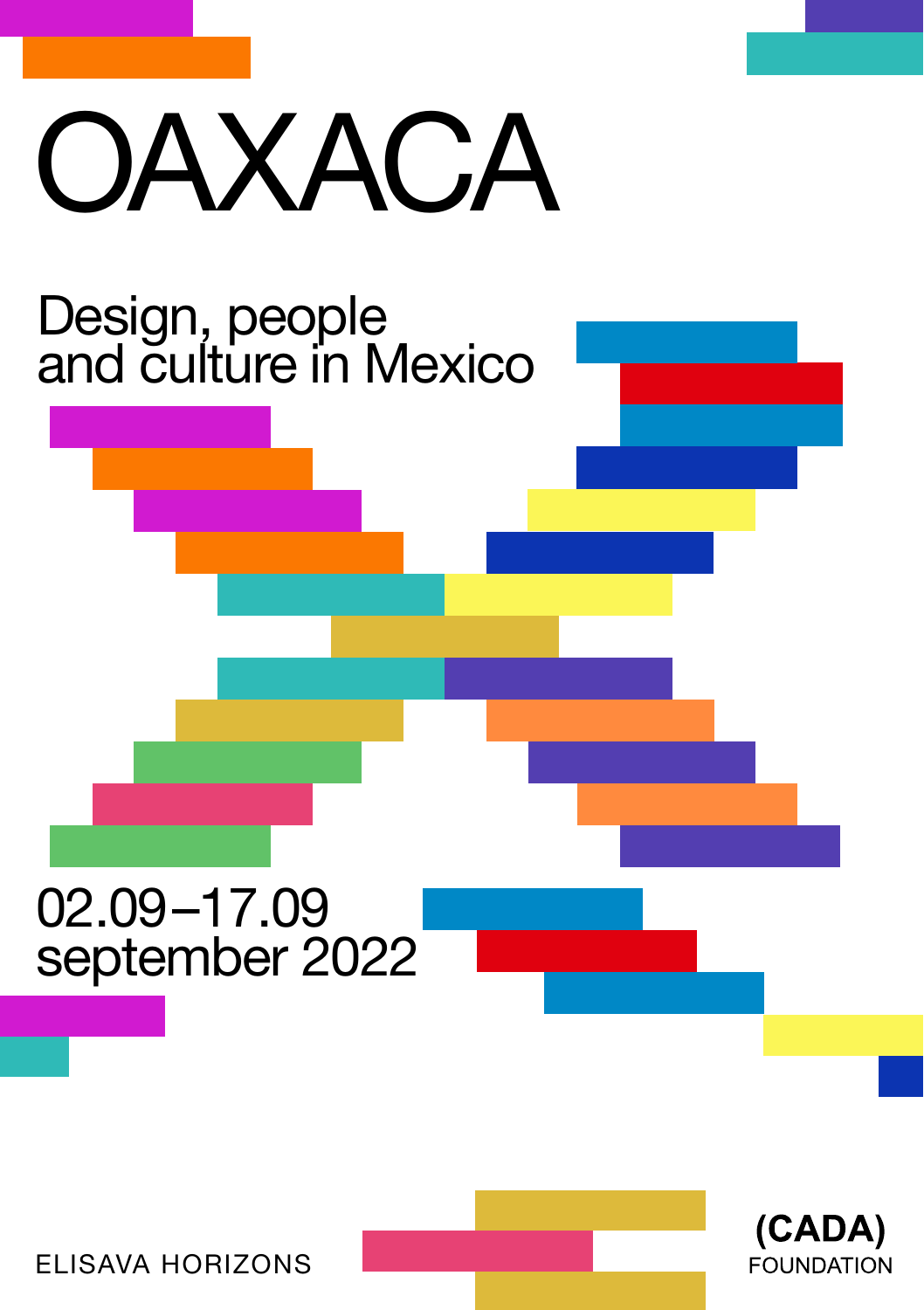# OAXACA

## Design, people and culture in Mexico

02.09–17.09
september 2022

ELISAVA HORIZONS

(CADA)
FOUNDATION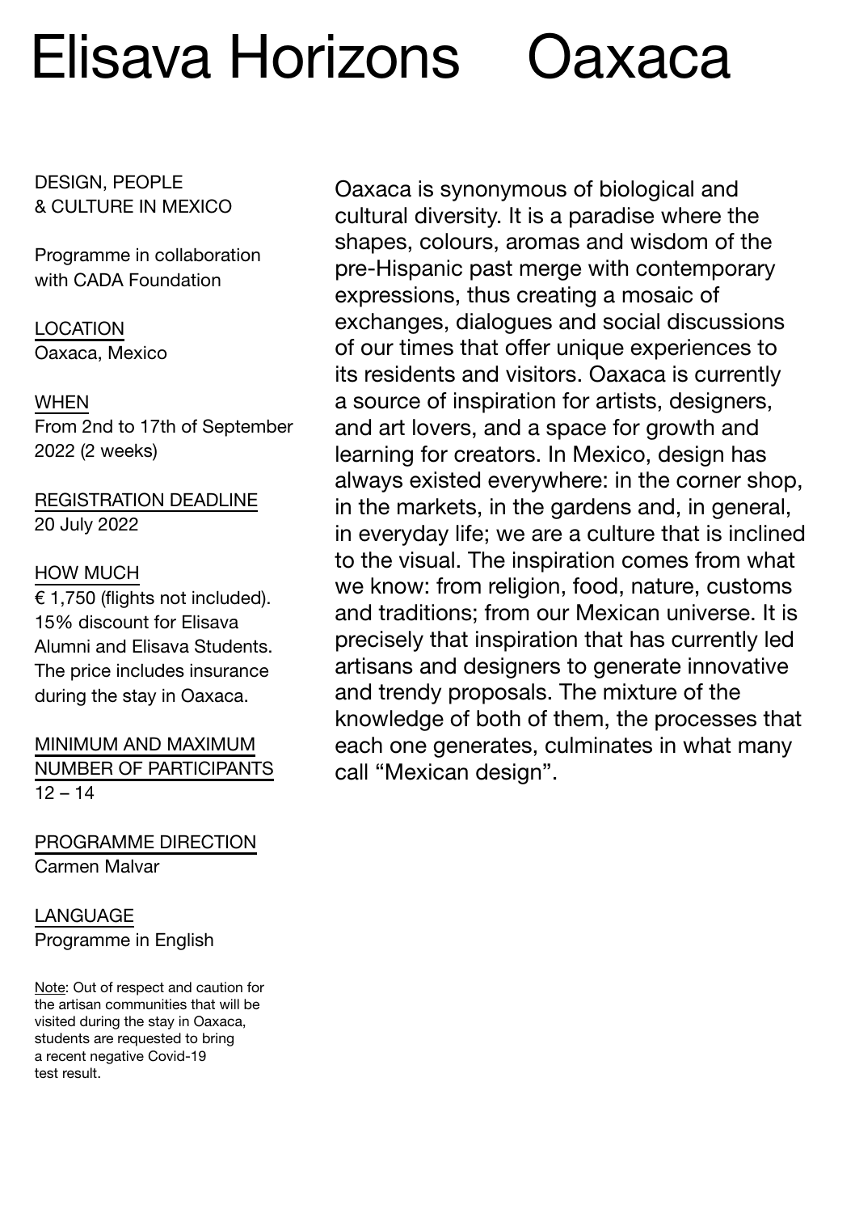# Elisava Horizons Oaxaca

DESIGN, PEOPLE & CULTURE IN MEXICO

Programme in collaboration with CADA Foundation

LOCATION
Oaxaca, Mexico

WHEN
From 2nd to 17th of September 2022 (2 weeks)

REGISTRATION DEADLINE
20 July 2022

HOW MUCH
€ 1,750 (flights not included). 15% discount for Elisava Alumni and Elisava Students. The price includes insurance during the stay in Oaxaca.

MINIMUM AND MAXIMUM NUMBER OF PARTICIPANTS
12 – 14

PROGRAMME DIRECTION
Carmen Malvar

LANGUAGE
Programme in English

Note: Out of respect and caution for the artisan communities that will be visited during the stay in Oaxaca, students are requested to bring a recent negative Covid-19 test result.

Oaxaca is synonymous of biological and cultural diversity. It is a paradise where the shapes, colours, aromas and wisdom of the pre-Hispanic past merge with contemporary expressions, thus creating a mosaic of exchanges, dialogues and social discussions of our times that offer unique experiences to its residents and visitors. Oaxaca is currently a source of inspiration for artists, designers, and art lovers, and a space for growth and learning for creators. In Mexico, design has always existed everywhere: in the corner shop, in the markets, in the gardens and, in general, in everyday life; we are a culture that is inclined to the visual. The inspiration comes from what we know: from religion, food, nature, customs and traditions; from our Mexican universe. It is precisely that inspiration that has currently led artisans and designers to generate innovative and trendy proposals. The mixture of the knowledge of both of them, the processes that each one generates, culminates in what many call “Mexican design”.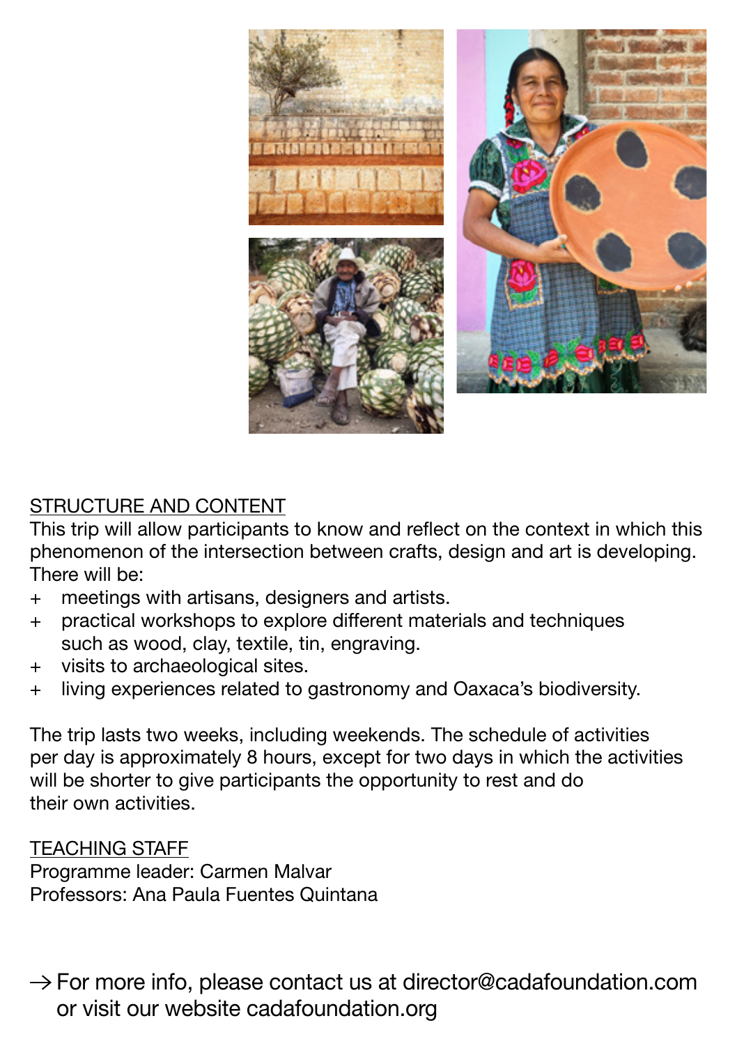## STRUCTURE AND CONTENT

This trip will allow participants to know and reflect on the context in which this phenomenon of the intersection between crafts, design and art is developing. There will be:

+ meetings with artisans, designers and artists.
+ practical workshops to explore different materials and techniques such as wood, clay, textile, tin, engraving.
+ visits to archaeological sites.
+ living experiences related to gastronomy and Oaxaca's biodiversity.

The trip lasts two weeks, including weekends. The schedule of activities per day is approximately 8 hours, except for two days in which the activities will be shorter to give participants the opportunity to rest and do their own activities.

## TEACHING STAFF

Programme leader: Carmen Malvar
Professors: Ana Paula Fuentes Quintana

→ For more info, please contact us at director@cadafoundation.com or visit our website cadafoundation.org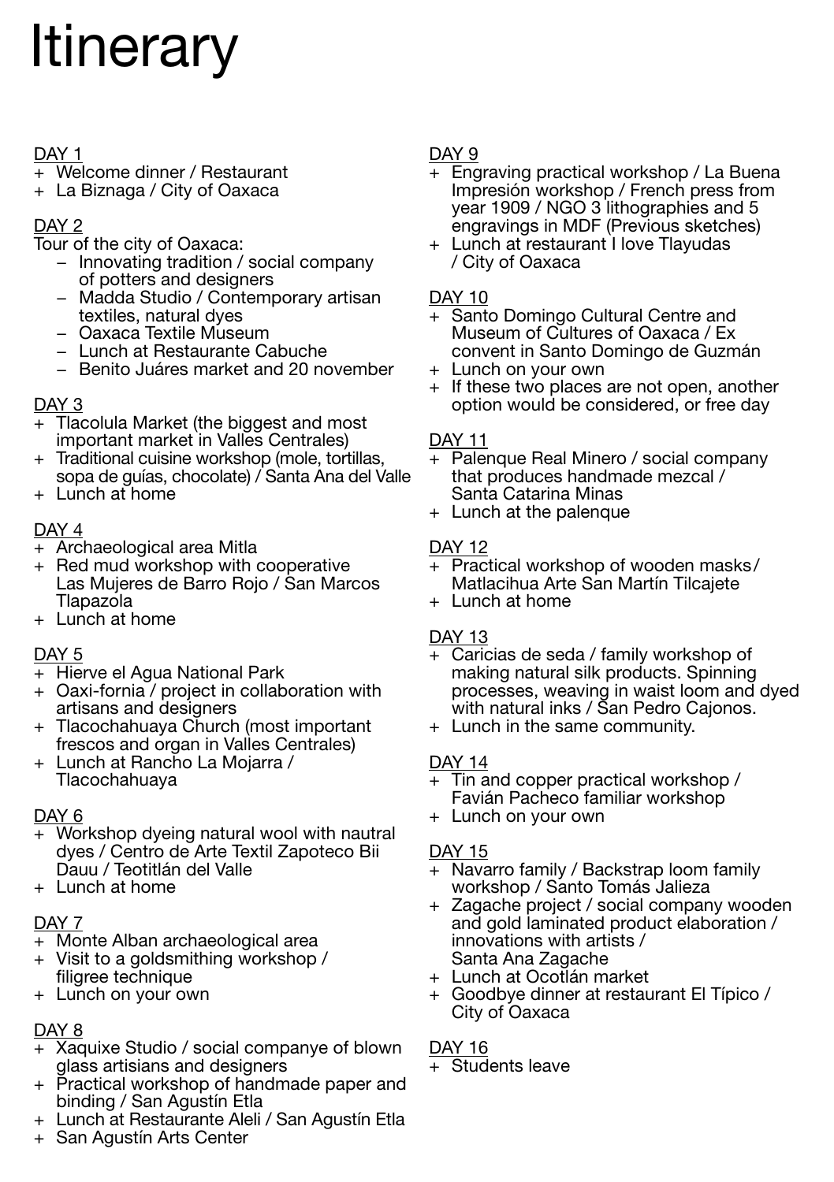# Itinerary

DAY 1

+ Welcome dinner / Restaurant
+ La Biznaga / City of Oaxaca

DAY 2

Tour of the city of Oaxaca:

- Innovating tradition / social company of potters and designers
- Madda Studio / Contemporary artisan textiles, natural dyes
- Oaxaca Textile Museum
- Lunch at Restaurante Cabuche
- Benito Juáres market and 20 november

DAY 3

+ Tlacolula Market (the biggest and most important market in Valles Centrales)
+ Traditional cuisine workshop (mole, tortillas, sopa de guías, chocolate) / Santa Ana del Valle
+ Lunch at home

DAY 4

+ Archaeological area Mitla
+ Red mud workshop with cooperative Las Mujeres de Barro Rojo / San Marcos Tlapazola
+ Lunch at home

DAY 5

+ Hierve el Agua National Park
+ Oaxi-fornia / project in collaboration with artisans and designers
+ Tlacochahuaya Church (most important frescos and organ in Valles Centrales)
+ Lunch at Rancho La Mojarra / Tlacochahuaya

DAY 6

+ Workshop dyeing natural wool with nautral dyes / Centro de Arte Textil Zapoteco Bii Dauu / Teotitlán del Valle
+ Lunch at home

DAY 7

+ Monte Alban archaeological area
+ Visit to a goldsmithing workshop / filigree technique
+ Lunch on your own

DAY 8

+ Xaquixe Studio / social companye of blown glass artisians and designers
+ Practical workshop of handmade paper and binding / San Agustín Etla
+ Lunch at Restaurante Aleli / San Agustín Etla
+ San Agustín Arts Center

DAY 9

+ Engraving practical workshop / La Buena Impresión workshop / French press from year 1909 / NGO 3 lithographies and 5 engravings in MDF (Previous sketches)
+ Lunch at restaurant I love Tlayudas / City of Oaxaca

DAY 10

+ Santo Domingo Cultural Centre and Museum of Cultures of Oaxaca / Ex convent in Santo Domingo de Guzmán
+ Lunch on your own
+ If these two places are not open, another option would be considered, or free day

DAY 11

+ Palenque Real Minero / social company that produces handmade mezcal / Santa Catarina Minas
+ Lunch at the palenque

DAY 12

+ Practical workshop of wooden masks/ Matlacihua Arte San Martín Tilcajete
+ Lunch at home

DAY 13

+ Caricias de seda / family workshop of making natural silk products. Spinning processes, weaving in waist loom and dyed with natural inks / San Pedro Cajonos.
+ Lunch in the same community.

DAY 14

+ Tin and copper practical workshop / Favián Pacheco familiar workshop
+ Lunch on your own

DAY 15

+ Navarro family / Backstrap loom family workshop / Santo Tomás Jalieza
+ Zagache project / social company wooden and gold laminated product elaboration / innovations with artists / Santa Ana Zagache
+ Lunch at Ocotlán market
+ Goodbye dinner at restaurant El Típico / City of Oaxaca

DAY 16

+ Students leave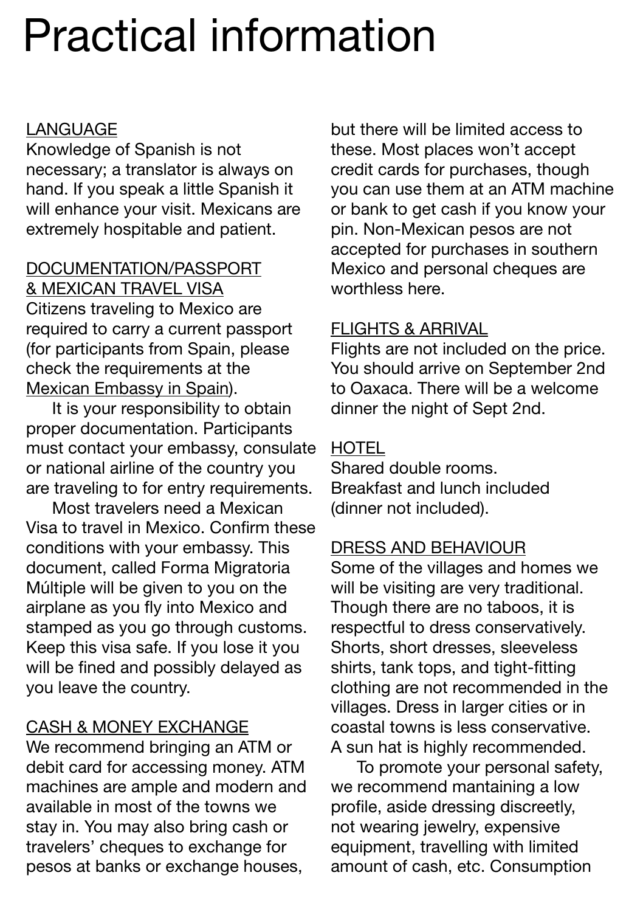# Practical information

<u>LANGUAGE</u>

Knowledge of Spanish is not necessary; a translator is always on hand. If you speak a little Spanish it will enhance your visit. Mexicans are extremely hospitable and patient.

<u>DOCUMENTATION/PASSPORT & MEXICAN TRAVEL VISA</u>

Citizens traveling to Mexico are required to carry a current passport (for participants from Spain, please check the requirements at the <u>Mexican Embassy in Spain</u>).

It is your responsibility to obtain proper documentation. Participants must contact your embassy, consulate or national airline of the country you are traveling to for entry requirements.

Most travelers need a Mexican Visa to travel in Mexico. Confirm these conditions with your embassy. This document, called Forma Migratoria Múltiple will be given to you on the airplane as you fly into Mexico and stamped as you go through customs. Keep this visa safe. If you lose it you will be fined and possibly delayed as you leave the country.

<u>CASH & MONEY EXCHANGE</u>

We recommend bringing an ATM or debit card for accessing money. ATM machines are ample and modern and available in most of the towns we stay in. You may also bring cash or travelers' cheques to exchange for pesos at banks or exchange houses, but there will be limited access to these. Most places won't accept credit cards for purchases, though you can use them at an ATM machine or bank to get cash if you know your pin. Non-Mexican pesos are not accepted for purchases in southern Mexico and personal cheques are worthless here.

<u>FLIGHTS & ARRIVAL</u>

Flights are not included on the price. You should arrive on September 2nd to Oaxaca. There will be a welcome dinner the night of Sept 2nd.

<u>HOTEL</u>

Shared double rooms.
Breakfast and lunch included (dinner not included).

<u>DRESS AND BEHAVIOUR</u>

Some of the villages and homes we will be visiting are very traditional. Though there are no taboos, it is respectful to dress conservatively. Shorts, short dresses, sleeveless shirts, tank tops, and tight-fitting clothing are not recommended in the villages. Dress in larger cities or in coastal towns is less conservative. A sun hat is highly recommended.

To promote your personal safety, we recommend mantaining a low profile, aside dressing discreetly, not wearing jewelry, expensive equipment, travelling with limited amount of cash, etc. Consumption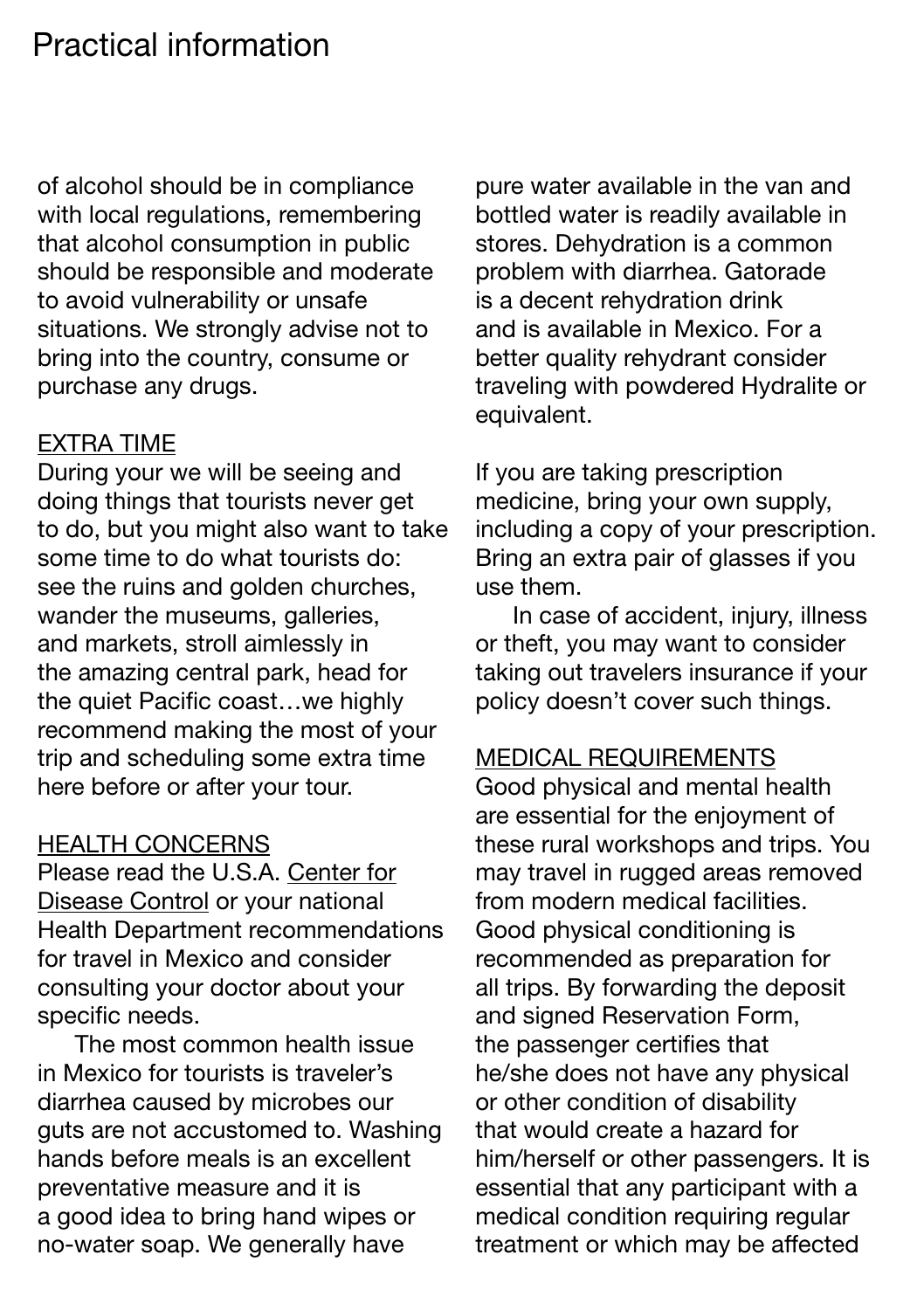# Practical information

of alcohol should be in compliance with local regulations, remembering that alcohol consumption in public should be responsible and moderate to avoid vulnerability or unsafe situations. We strongly advise not to bring into the country, consume or purchase any drugs.

## EXTRA TIME

During your we will be seeing and doing things that tourists never get to do, but you might also want to take some time to do what tourists do: see the ruins and golden churches, wander the museums, galleries, and markets, stroll aimlessly in the amazing central park, head for the quiet Pacific coast…we highly recommend making the most of your trip and scheduling some extra time here before or after your tour.

## HEALTH CONCERNS

Please read the U.S.A. Center for Disease Control or your national Health Department recommendations for travel in Mexico and consider consulting your doctor about your specific needs.

The most common health issue in Mexico for tourists is traveler's diarrhea caused by microbes our guts are not accustomed to. Washing hands before meals is an excellent preventative measure and it is a good idea to bring hand wipes or no-water soap. We generally have pure water available in the van and bottled water is readily available in stores. Dehydration is a common problem with diarrhea. Gatorade is a decent rehydration drink and is available in Mexico. For a better quality rehydrant consider traveling with powdered Hydralite or equivalent.

If you are taking prescription medicine, bring your own supply, including a copy of your prescription. Bring an extra pair of glasses if you use them.

In case of accident, injury, illness or theft, you may want to consider taking out travelers insurance if your policy doesn't cover such things.

## MEDICAL REQUIREMENTS

Good physical and mental health are essential for the enjoyment of these rural workshops and trips. You may travel in rugged areas removed from modern medical facilities. Good physical conditioning is recommended as preparation for all trips. By forwarding the deposit and signed Reservation Form, the passenger certifies that he/she does not have any physical or other condition of disability that would create a hazard for him/herself or other passengers. It is essential that any participant with a medical condition requiring regular treatment or which may be affected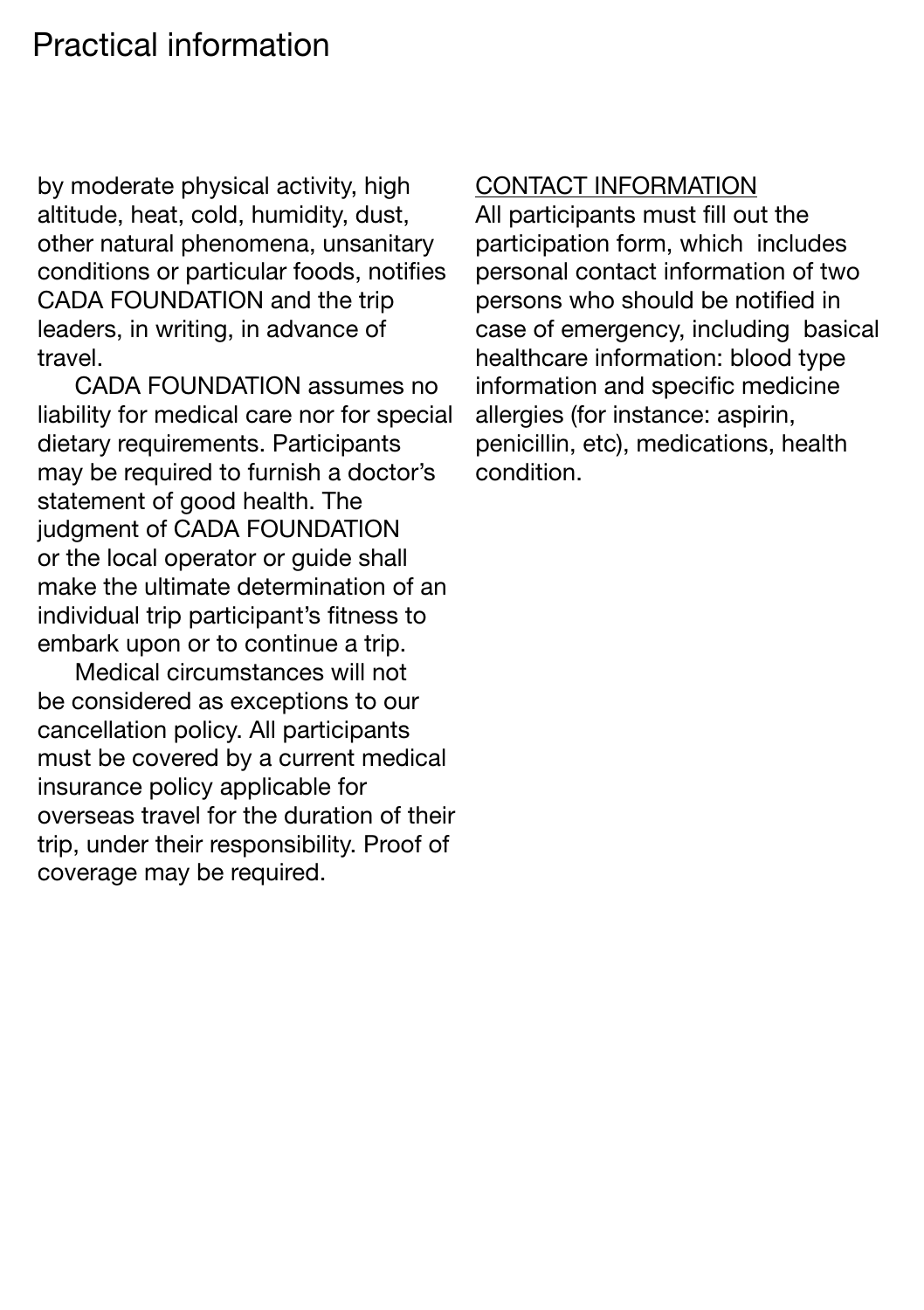# Practical information

by moderate physical activity, high altitude, heat, cold, humidity, dust, other natural phenomena, unsanitary conditions or particular foods, notifies CADA FOUNDATION and the trip leaders, in writing, in advance of travel.

CADA FOUNDATION assumes no liability for medical care nor for special dietary requirements. Participants may be required to furnish a doctor's statement of good health. The judgment of CADA FOUNDATION or the local operator or guide shall make the ultimate determination of an individual trip participant's fitness to embark upon or to continue a trip.

Medical circumstances will not be considered as exceptions to our cancellation policy. All participants must be covered by a current medical insurance policy applicable for overseas travel for the duration of their trip, under their responsibility. Proof of coverage may be required.

CONTACT INFORMATION

All participants must fill out the participation form, which includes personal contact information of two persons who should be notified in case of emergency, including basical healthcare information: blood type information and specific medicine allergies (for instance: aspirin, penicillin, etc), medications, health condition.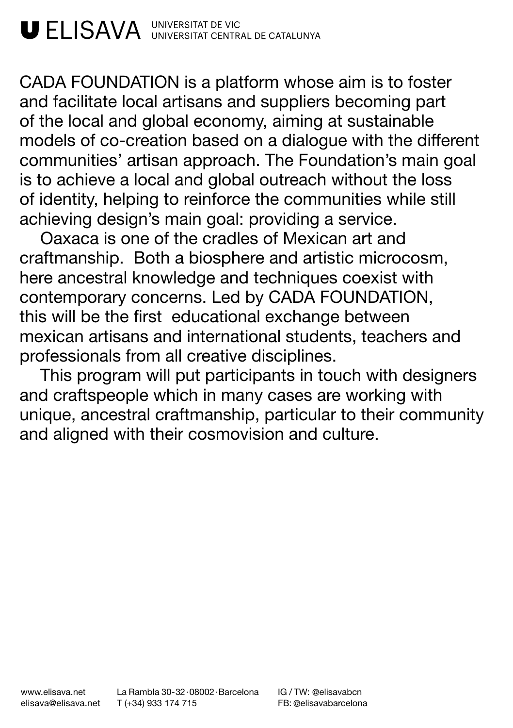CADA FOUNDATION is a platform whose aim is to foster and facilitate local artisans and suppliers becoming part of the local and global economy, aiming at sustainable models of co-creation based on a dialogue with the different communities' artisan approach. The Foundation's main goal is to achieve a local and global outreach without the loss of identity, helping to reinforce the communities while still achieving design's main goal: providing a service.

Oaxaca is one of the cradles of Mexican art and craftmanship. Both a biosphere and artistic microcosm, here ancestral knowledge and techniques coexist with contemporary concerns. Led by CADA FOUNDATION, this will be the first educational exchange between mexican artisans and international students, teachers and professionals from all creative disciplines.

This program will put participants in touch with designers and craftspeople which in many cases are working with unique, ancestral craftmanship, particular to their community and aligned with their cosmovision and culture.